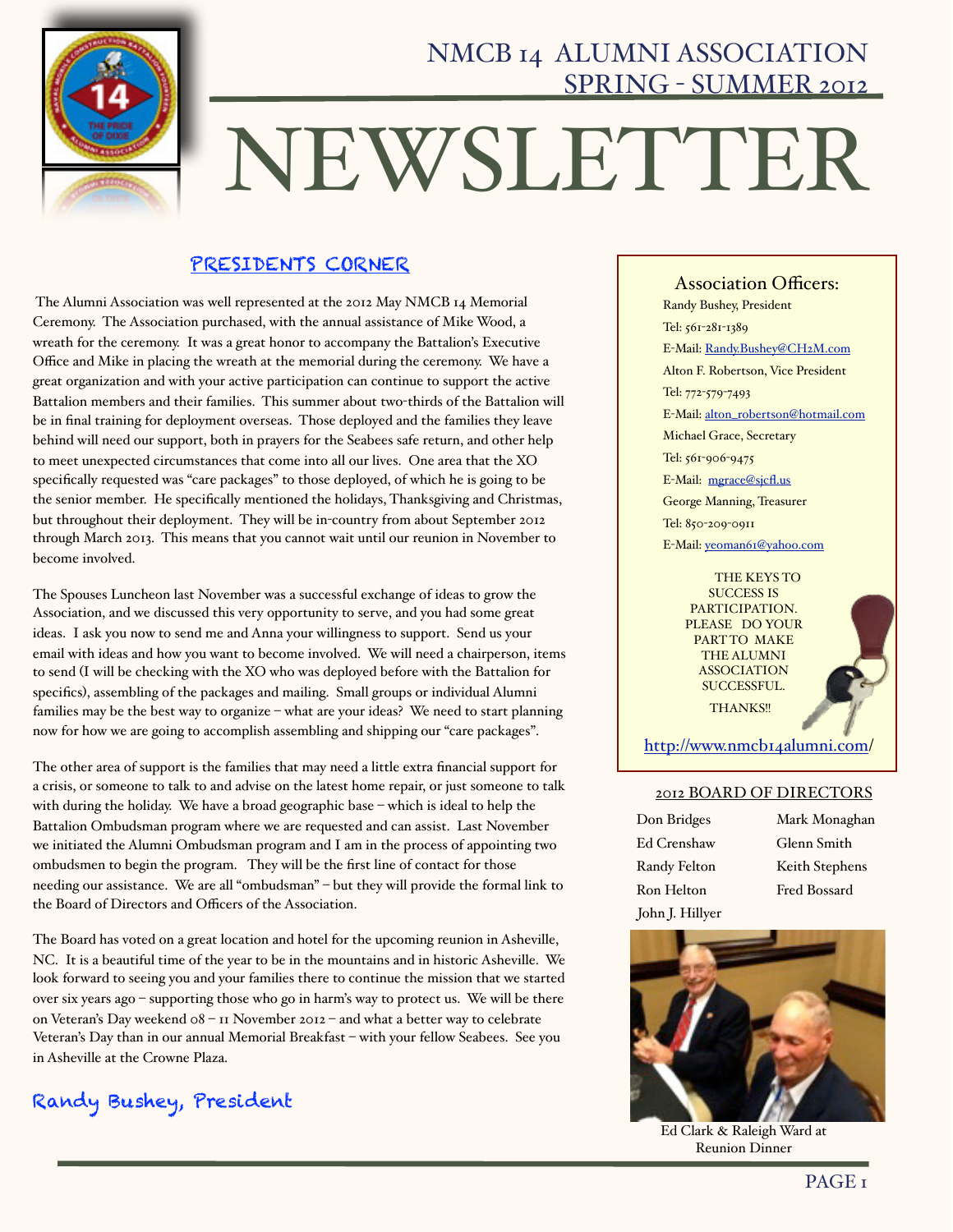# NMCB 14 ALUMNI ASSOCIATION
## SPRING - SUMMER 2012

# NEWSLETTER

## PRESIDENTS CORNER

The Alumni Association was well represented at the 2012 May NMCB 14 Memorial Ceremony. The Association purchased, with the annual assistance of Mike Wood, a wreath for the ceremony. It was a great honor to accompany the Battalion's Executive Office and Mike in placing the wreath at the memorial during the ceremony. We have a great organization and with your active participation can continue to support the active Battalion members and their families. This summer about two-thirds of the Battalion will be in final training for deployment overseas. Those deployed and the families they leave behind will need our support, both in prayers for the Seabees safe return, and other help to meet unexpected circumstances that come into all our lives. One area that the XO specifically requested was "care packages" to those deployed, of which he is going to be the senior member. He specifically mentioned the holidays, Thanksgiving and Christmas, but throughout their deployment. They will be in-country from about September 2012 through March 2013. This means that you cannot wait until our reunion in November to become involved.

The Spouses Luncheon last November was a successful exchange of ideas to grow the Association, and we discussed this very opportunity to serve, and you had some great ideas. I ask you now to send me and Anna your willingness to support. Send us your email with ideas and how you want to become involved. We will need a chairperson, items to send (I will be checking with the XO who was deployed before with the Battalion for specifics), assembling of the packages and mailing. Small groups or individual Alumni families may be the best way to organize – what are your ideas? We need to start planning now for how we are going to accomplish assembling and shipping our "care packages".

The other area of support is the families that may need a little extra financial support for a crisis, or someone to talk to and advise on the latest home repair, or just someone to talk with during the holiday. We have a broad geographic base – which is ideal to help the Battalion Ombudsman program where we are requested and can assist. Last November we initiated the Alumni Ombudsman program and I am in the process of appointing two ombudsmen to begin the program. They will be the first line of contact for those needing our assistance. We are all "ombudsman" – but they will provide the formal link to the Board of Directors and Officers of the Association.

The Board has voted on a great location and hotel for the upcoming reunion in Asheville, NC. It is a beautiful time of the year to be in the mountains and in historic Asheville. We look forward to seeing you and your families there to continue the mission that we started over six years ago – supporting those who go in harm's way to protect us. We will be there on Veteran's Day weekend 08 – 11 November 2012 – and what a better way to celebrate Veteran's Day than in our annual Memorial Breakfast – with your fellow Seabees. See you in Asheville at the Crowne Plaza.

Randy Bushey, President

### Association Officers:

Randy Bushey, President
Tel: 561-281-1389
E-Mail: Randy.Bushey@CH2M.com

Alton F. Robertson, Vice President
Tel: 772-579-7493
E-Mail: alton_robertson@hotmail.com

Michael Grace, Secretary
Tel: 561-906-9475
E-Mail: mgrace@sjcfl.us

George Manning, Treasurer
Tel: 850-209-0911
E-Mail: yeoman61@yahoo.com

THE KEYS TO SUCCESS IS PARTICIPATION. PLEASE DO YOUR PART TO MAKE THE ALUMNI ASSOCIATION SUCCESSFUL.

THANKS!!

http://www.nmcb14alumni.com/

### 2012 BOARD OF DIRECTORS

- Don Bridges
- Ed Crenshaw
- Randy Felton
- Ron Helton
- John J. Hillyer
- Mark Monaghan
- Glenn Smith
- Keith Stephens
- Fred Bossard

Ed Clark & Raleigh Ward at Reunion Dinner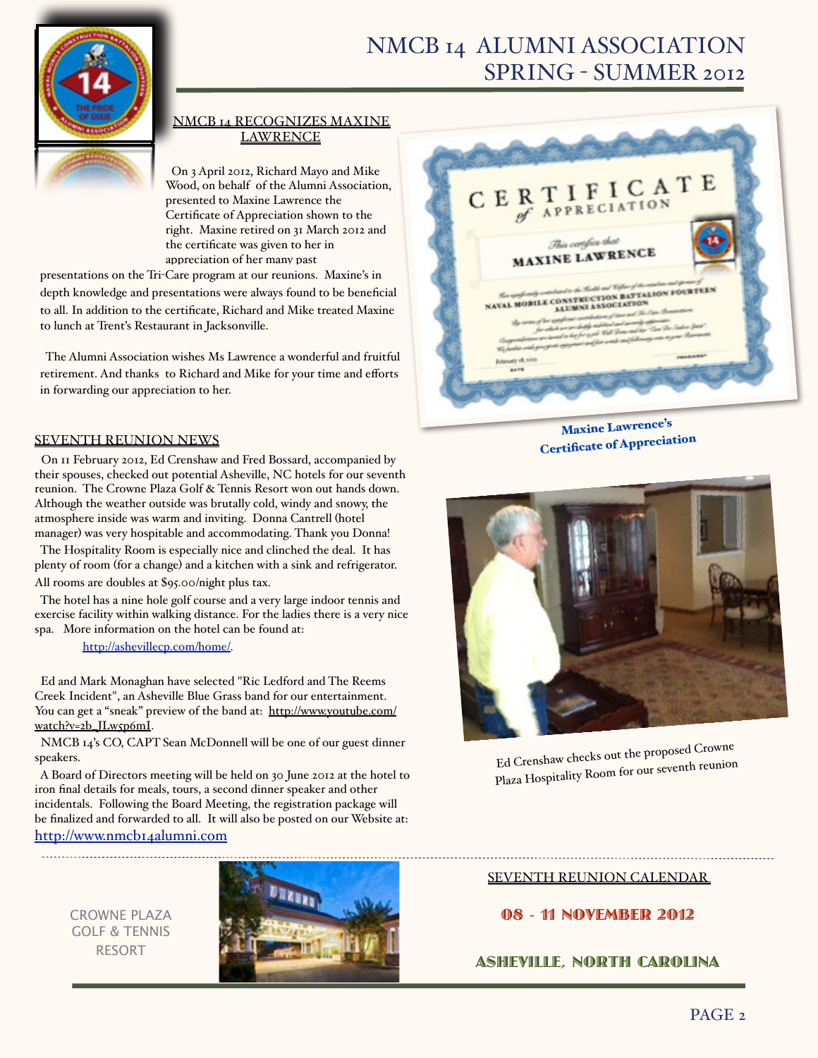# NMCB 14 ALUMNI ASSOCIATION SPRING - SUMMER 2012

## NMCB 14 RECOGNIZES MAXINE LAWRENCE

On 3 April 2012, Richard Mayo and Mike Wood, on behalf of the Alumni Association, presented to Maxine Lawrence the Certificate of Appreciation shown to the right. Maxine retired on 31 March 2012 and the certificate was given to her in appreciation of her many past presentations on the Tri-Care program at our reunions. Maxine's in depth knowledge and presentations were always found to be beneficial to all. In addition to the certificate, Richard and Mike treated Maxine to lunch at Trent's Restaurant in Jacksonville.

The Alumni Association wishes Ms Lawrence a wonderful and fruitful retirement. And thanks to Richard and Mike for your time and efforts in forwarding our appreciation to her.

Maxine Lawrence's Certificate of Appreciation

## SEVENTH REUNION NEWS

On 11 February 2012, Ed Crenshaw and Fred Bossard, accompanied by their spouses, checked out potential Asheville, NC hotels for our seventh reunion. The Crowne Plaza Golf & Tennis Resort won out hands down. Although the weather outside was brutally cold, windy and snowy, the atmosphere inside was warm and inviting. Donna Cantrell (hotel manager) was very hospitable and accommodating. Thank you Donna!

The Hospitality Room is especially nice and clinched the deal. It has plenty of room (for a change) and a kitchen with a sink and refrigerator. All rooms are doubles at $95.00/night plus tax.

The hotel has a nine hole golf course and a very large indoor tennis and exercise facility within walking distance. For the ladies there is a very nice spa. More information on the hotel can be found at:

http://ashevillecp.com/home/.

Ed and Mark Monaghan have selected "Ric Ledford and The Reems Creek Incident", an Asheville Blue Grass band for our entertainment. You can get a "sneak" preview of the band at: http://www.youtube.com/watch?v=2b_JLw5p6mI.

NMCB 14's CO, CAPT Sean McDonnell will be one of our guest dinner speakers.

A Board of Directors meeting will be held on 30 June 2012 at the hotel to iron final details for meals, tours, a second dinner speaker and other incidentals. Following the Board Meeting, the registration package will be finalized and forwarded to all. It will also be posted on our Website at: http://www.nmcb14alumni.com

Ed Crenshaw checks out the proposed Crowne Plaza Hospitality Room for our seventh reunion

CROWNE PLAZA GOLF & TENNIS RESORT

## SEVENTH REUNION CALENDAR

**08 - 11 NOVEMBER 2012**

**ASHEVILLE, NORTH CAROLINA**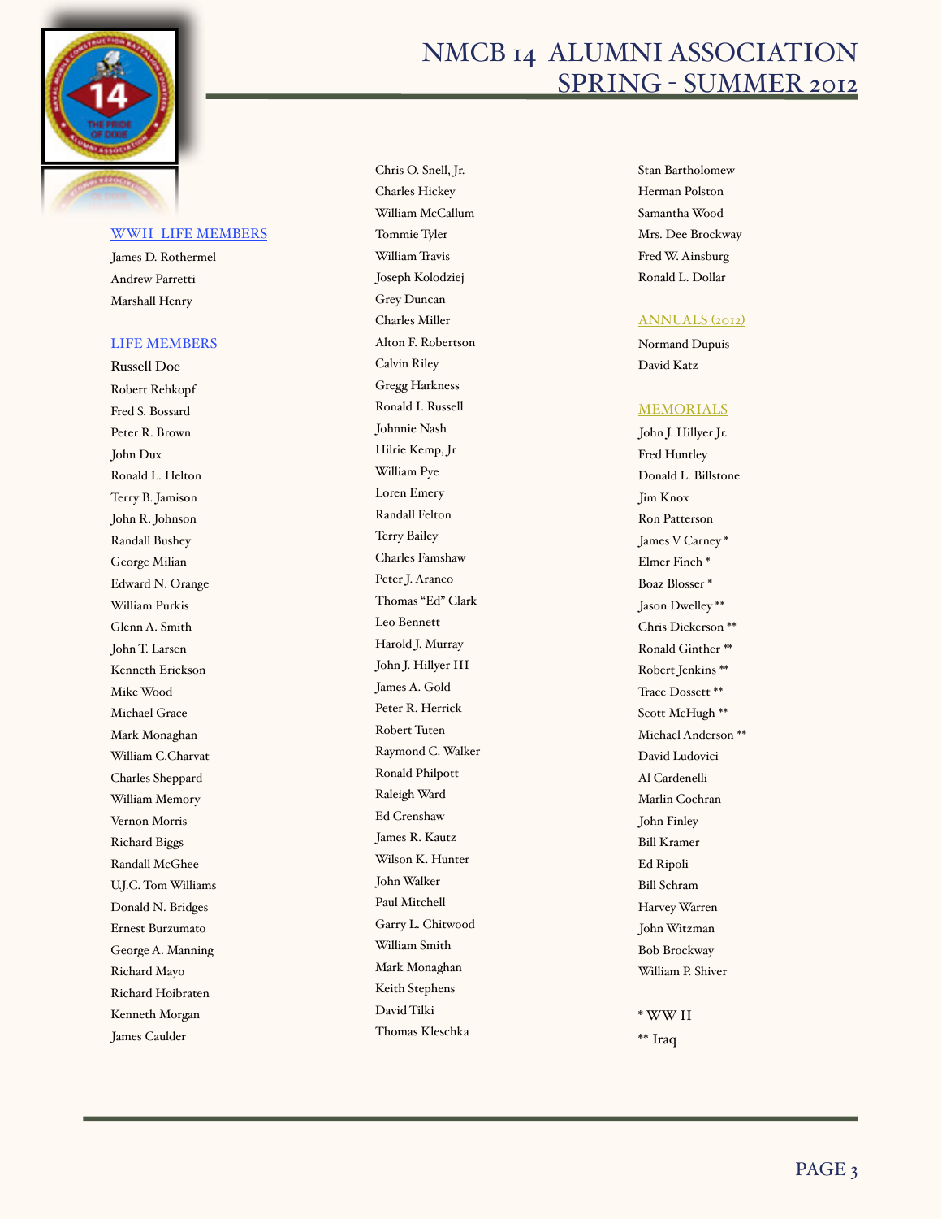## WWII LIFE MEMBERS

James D. Rothermel
Andrew Parretti
Marshall Henry

## LIFE MEMBERS

Russell Doe
Robert Rehkopf
Fred S. Bossard
Peter R. Brown
John Dux
Ronald L. Helton
Terry B. Jamison
John R. Johnson
Randall Bushey
George Milian
Edward N. Orange
William Purkis
Glenn A. Smith
John T. Larsen
Kenneth Erickson
Mike Wood
Michael Grace
Mark Monaghan
William C.Charvat
Charles Sheppard
William Memory
Vernon Morris
Richard Biggs
Randall McGhee
U.J.C. Tom Williams
Donald N. Bridges
Ernest Burzumato
George A. Manning
Richard Mayo
Richard Hoibraten
Kenneth Morgan
James Caulder
Chris O. Snell, Jr.
Charles Hickey
William McCallum
Tommie Tyler
William Travis
Joseph Kolodziej
Grey Duncan
Charles Miller
Alton F. Robertson
Calvin Riley
Gregg Harkness
Ronald I. Russell
Johnnie Nash
Hilrie Kemp, Jr
William Pye
Loren Emery
Randall Felton
Terry Bailey
Charles Famshaw
Peter J. Araneo
Thomas "Ed" Clark
Leo Bennett
Harold J. Murray
John J. Hillyer III
James A. Gold
Peter R. Herrick
Robert Tuten
Raymond C. Walker
Ronald Philpott
Raleigh Ward
Ed Crenshaw
James R. Kautz
Wilson K. Hunter
John Walker
Paul Mitchell
Garry L. Chitwood
William Smith
Mark Monaghan
Keith Stephens
David Tilki
Thomas Kleschka
Stan Bartholomew
Herman Polston
Samantha Wood
Mrs. Dee Brockway
Fred W. Ainsburg
Ronald L. Dollar

## ANNUALS (2012)

Normand Dupuis
David Katz

## MEMORIALS

John J. Hillyer Jr.
Fred Huntley
Donald L. Billstone
Jim Knox
Ron Patterson
James V Carney *
Elmer Finch *
Boaz Blosser *
Jason Dwelley **
Chris Dickerson **
Ronald Ginther **
Robert Jenkins **
Trace Dossett **
Scott McHugh **
Michael Anderson **
David Ludovici
Al Cardenelli
Marlin Cochran
John Finley
Bill Kramer
Ed Ripoli
Bill Schram
Harvey Warren
John Witzman
Bob Brockway
William P. Shiver

* WW II
** Iraq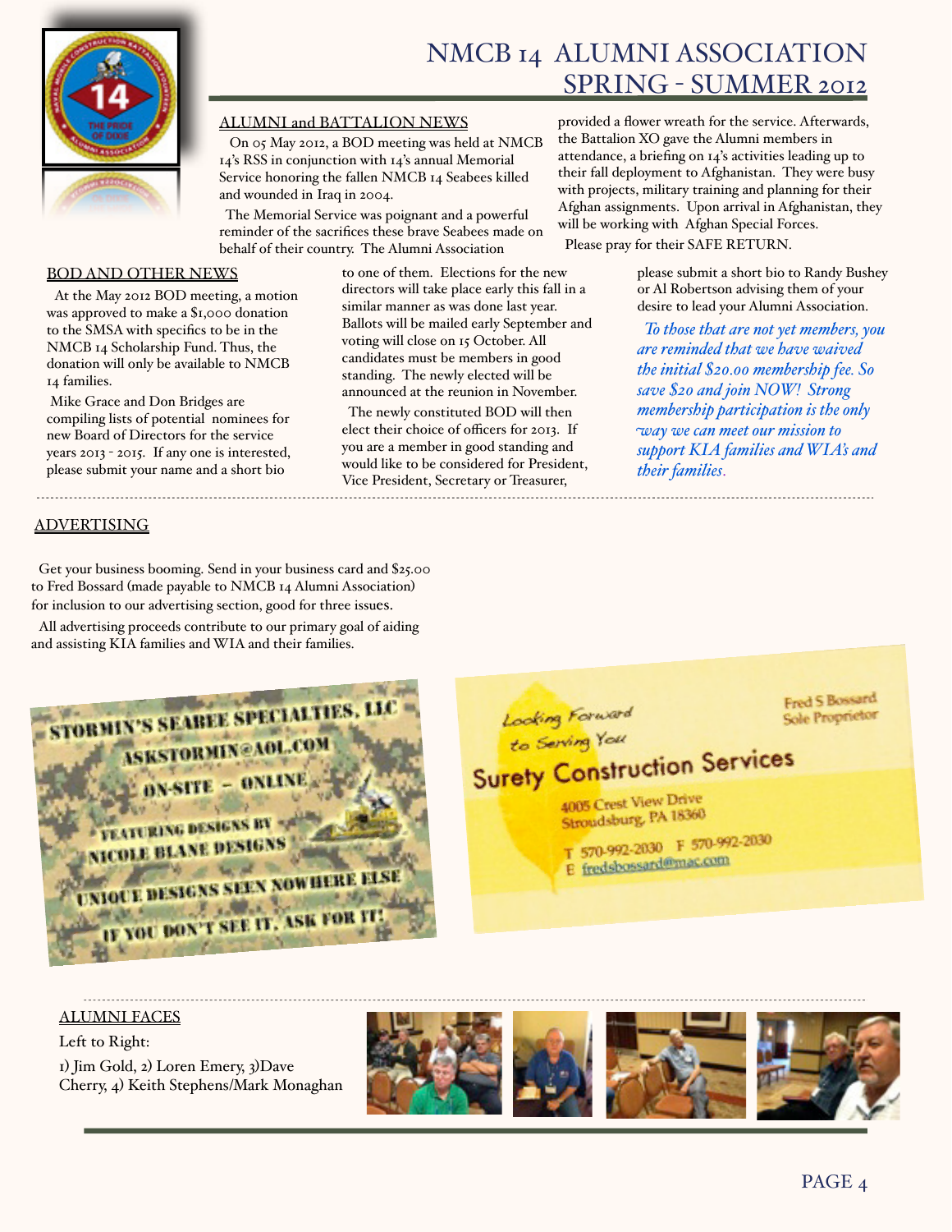# NMCB 14 ALUMNI ASSOCIATION SPRING - SUMMER 2012

## ALUMNI and BATTALION NEWS

On 05 May 2012, a BOD meeting was held at NMCB 14's RSS in conjunction with 14's annual Memorial Service honoring the fallen NMCB 14 Seabees killed and wounded in Iraq in 2004.

The Memorial Service was poignant and a powerful reminder of the sacrifices these brave Seabees made on behalf of their country. The Alumni Association provided a flower wreath for the service. Afterwards, the Battalion XO gave the Alumni members in attendance, a briefing on 14's activities leading up to their fall deployment to Afghanistan. They were busy with projects, military training and planning for their Afghan assignments. Upon arrival in Afghanistan, they will be working with Afghan Special Forces.

Please pray for their SAFE RETURN.

## BOD AND OTHER NEWS

At the May 2012 BOD meeting, a motion was approved to make a $1,000 donation to the SMSA with specifics to be in the NMCB 14 Scholarship Fund. Thus, the donation will only be available to NMCB 14 families.

Mike Grace and Don Bridges are compiling lists of potential nominees for new Board of Directors for the service years 2013 - 2015. If any one is interested, please submit your name and a short bio to one of them. Elections for the new directors will take place early this fall in a similar manner as was done last year. Ballots will be mailed early September and voting will close on 15 October. All candidates must be members in good standing. The newly elected will be announced at the reunion in November.

The newly constituted BOD will then elect their choice of officers for 2013. If you are a member in good standing and would like to be considered for President, Vice President, Secretary or Treasurer, please submit a short bio to Randy Bushey or Al Robertson advising them of your desire to lead your Alumni Association.

*To those that are not yet members, you are reminded that we have waived the initial $20.00 membership fee. So save $20 and join NOW! Strong membership participation is the only way we can meet our mission to support KIA families and WIA's and their families.*

## ADVERTISING

Get your business booming. Send in your business card and $25.00 to Fred Bossard (made payable to NMCB 14 Alumni Association) for inclusion to our advertising section, good for three issues.

All advertising proceeds contribute to our primary goal of aiding and assisting KIA families and WIA and their families.

STORMIN'S SEABEE SPECIALTIES, LLC
ASKSTORMIN@AOL.COM
ON-SITE – ONLINE
FEATURING DESIGNS BY NICOLE BLANE DESIGNS
UNIQUE DESIGNS SEEN NOWHERE ELSE
IF YOU DON'T SEE IT, ASK FOR IT!

Looking Forward to Serving You
Surety Construction Services
Fred S Bossard, Sole Proprietor
4005 Crest View Drive
Stroudsburg, PA 18360
T 570-992-2030 F 570-992-2030
E fredsbossard@mac.com

## ALUMNI FACES

Left to Right:

1) Jim Gold, 2) Loren Emery, 3)Dave Cherry, 4) Keith Stephens/Mark Monaghan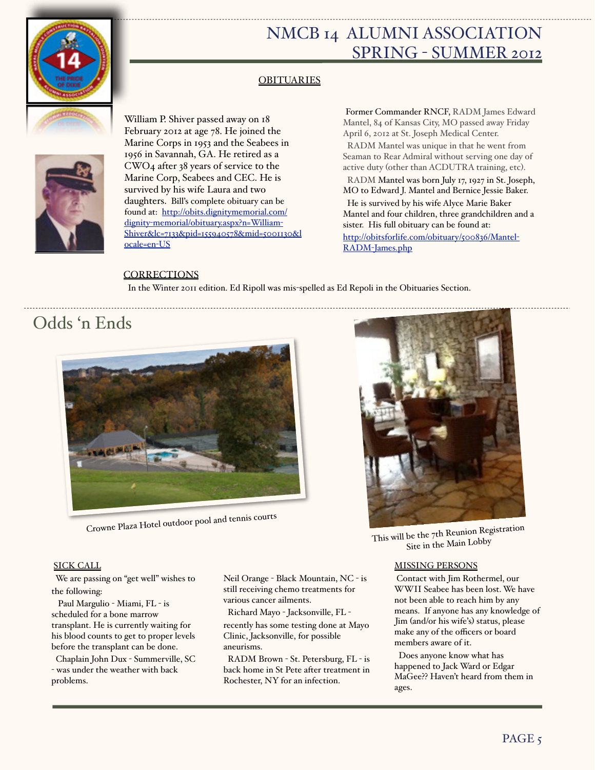# NMCB 14 ALUMNI ASSOCIATION SPRING - SUMMER 2012

## OBITUARIES

William P. Shiver passed away on 18 February 2012 at age 78. He joined the Marine Corps in 1953 and the Seabees in 1956 in Savannah, GA. He retired as a CWO4 after 38 years of service to the Marine Corp, Seabees and CEC. He is survived by his wife Laura and two daughters. Bill's complete obituary can be found at: http://obits.dignitymemorial.com/dignity-memorial/obituary.aspx?n=William-Shiver&lc=7133&pid=155940578&mid=5001130&locale=en-US

Former Commander RNCF, RADM James Edward Mantel, 84 of Kansas City, MO passed away Friday April 6, 2012 at St. Joseph Medical Center.

RADM Mantel was unique in that he went from Seaman to Rear Admiral without serving one day of active duty (other than ACDUTRA training, etc).

RADM Mantel was born July 17, 1927 in St. Joseph, MO to Edward J. Mantel and Bernice Jessie Baker.

He is survived by his wife Alyce Marie Baker Mantel and four children, three grandchildren and a sister. His full obituary can be found at: http://obitsforlife.com/obituary/500836/Mantel-RADM-James.php

## CORRECTIONS

In the Winter 2011 edition. Ed Ripoll was mis-spelled as Ed Repoli in the Obituaries Section.

## Odds 'n Ends

Crowne Plaza Hotel outdoor pool and tennis courts

This will be the 7th Reunion Registration Site in the Main Lobby

## SICK CALL

We are passing on "get well" wishes to the following:

Paul Margulio - Miami, FL - is scheduled for a bone marrow transplant. He is currently waiting for his blood counts to get to proper levels before the transplant can be done.

Chaplain John Dux - Summerville, SC - was under the weather with back problems.

Neil Orange - Black Mountain, NC - is still receiving chemo treatments for various cancer ailments.

Richard Mayo - Jacksonville, FL - recently has some testing done at Mayo Clinic, Jacksonville, for possible aneurisms.

RADM Brown - St. Petersburg, FL - is back home in St Pete after treatment in Rochester, NY for an infection.

## MISSING PERSONS

Contact with Jim Rothermel, our WWII Seabee has been lost. We have not been able to reach him by any means. If anyone has any knowledge of Jim (and/or his wife's) status, please make any of the officers or board members aware of it.

Does anyone know what has happened to Jack Ward or Edgar MaGee?? Haven't heard from them in ages.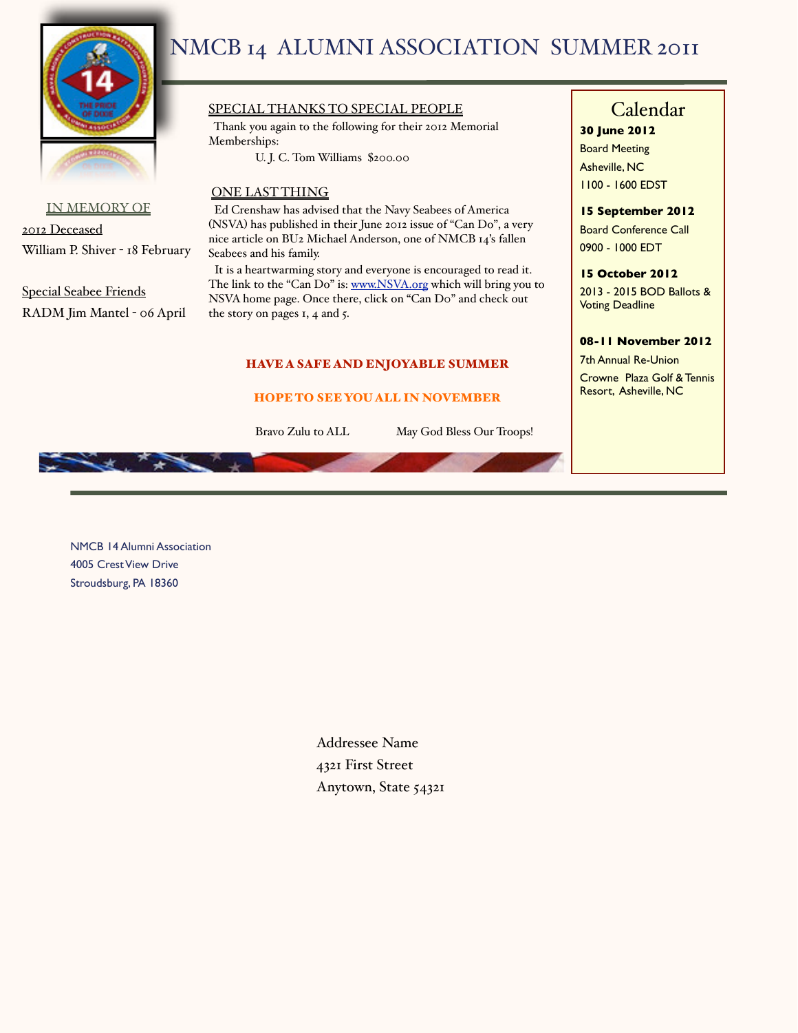# NMCB 14 ALUMNI ASSOCIATION SUMMER 2011

## IN MEMORY OF

2012 Deceased

William P. Shiver - 18 February

Special Seabee Friends

RADM Jim Mantel - 06 April

## SPECIAL THANKS TO SPECIAL PEOPLE

Thank you again to the following for their 2012 Memorial Memberships:

U. J. C. Tom Williams $200.00

## ONE LAST THING

Ed Crenshaw has advised that the Navy Seabees of America (NSVA) has published in their June 2012 issue of "Can Do", a very nice article on BU2 Michael Anderson, one of NMCB 14's fallen Seabees and his family.

It is a heartwarming story and everyone is encouraged to read it. The link to the "Can Do" is: www.NSVA.org which will bring you to NSVA home page. Once there, click on "Can Do" and check out the story on pages 1, 4 and 5.

**HAVE A SAFE AND ENJOYABLE SUMMER**

**HOPE TO SEE YOU ALL IN NOVEMBER**

Bravo Zulu to ALL May God Bless Our Troops!

## Calendar

**30 June 2012**

Board Meeting

Asheville, NC

1100 - 1600 EDST

**15 September 2012**

Board Conference Call

0900 - 1000 EDT

**15 October 2012**

2013 - 2015 BOD Ballots & Voting Deadline

**08-11 November 2012**

7th Annual Re-Union

Crowne Plaza Golf & Tennis Resort, Asheville, NC

NMCB 14 Alumni Association
4005 Crest View Drive
Stroudsburg, PA 18360

Addressee Name
4321 First Street
Anytown, State 54321